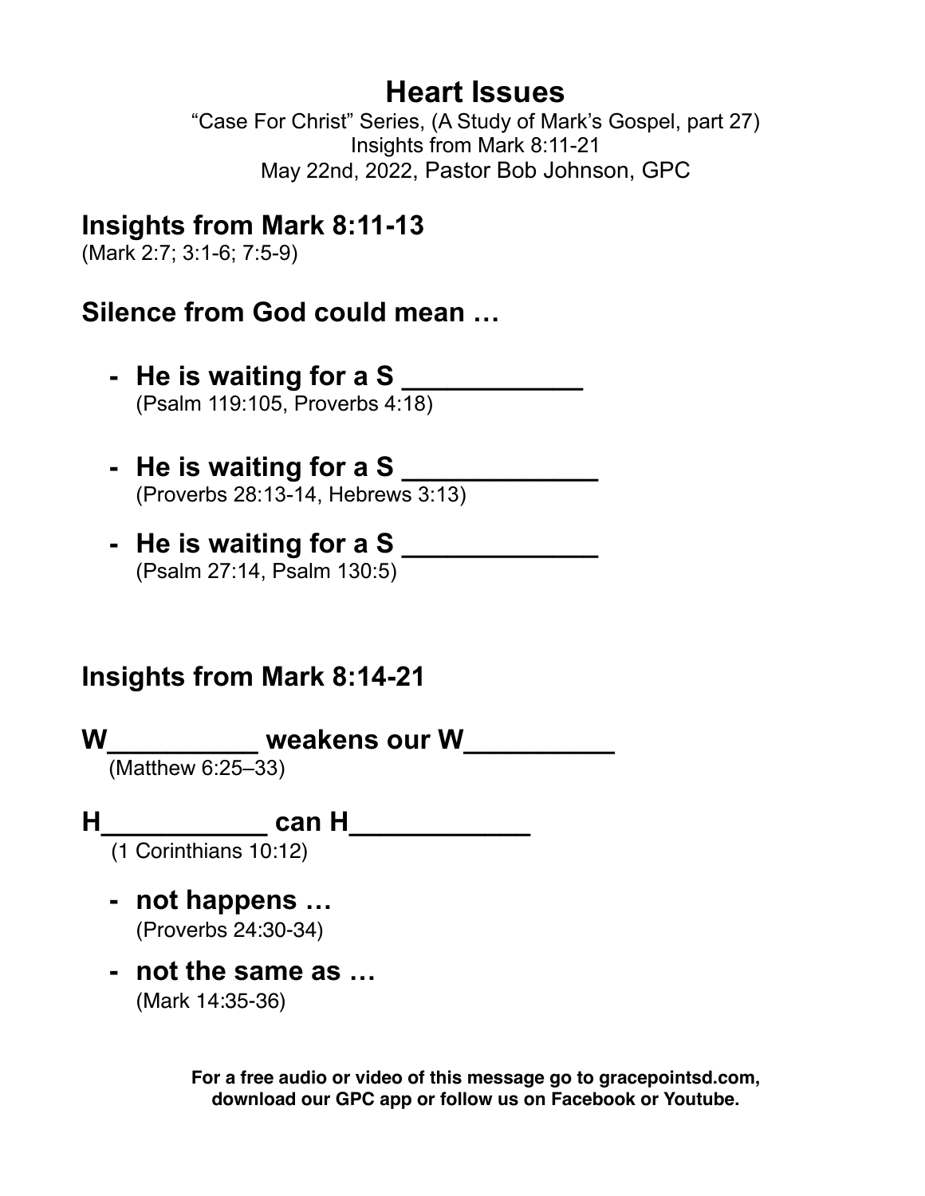# Heart Issues

"Case For Christ" Series, (A Study of Mark's Gospel, part 27)
Insights from Mark 8:11-21
May 22nd, 2022, Pastor Bob Johnson, GPC

## Insights from Mark 8:11-13

(Mark 2:7; 3:1-6; 7:5-9)

## Silence from God could mean …

- **He is waiting for a S ___________**
  (Psalm 119:105, Proverbs 4:18)

- **He is waiting for a S ____________**
  (Proverbs 28:13-14, Hebrews 3:13)

- **He is waiting for a S ____________**
  (Psalm 27:14, Psalm 130:5)

## Insights from Mark 8:14-21

## W_________ weakens our W_________

(Matthew 6:25–33)

## H__________ can H___________

(1 Corinthians 10:12)

- **not happens …**
  (Proverbs 24:30-34)

- **not the same as …**
  (Mark 14:35-36)

**For a free audio or video of this message go to gracepointsd.com, download our GPC app or follow us on Facebook or Youtube.**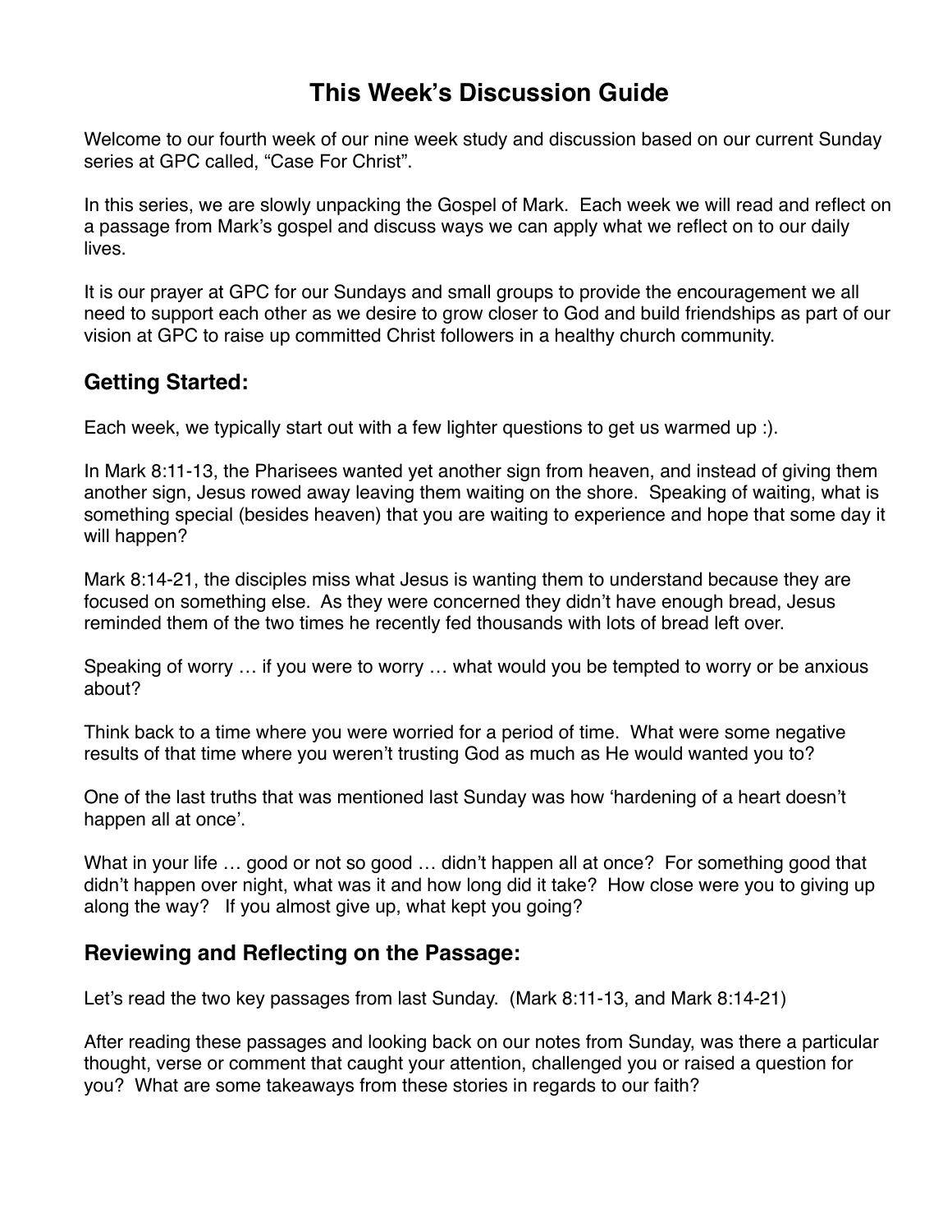# This Week's Discussion Guide

Welcome to our fourth week of our nine week study and discussion based on our current Sunday series at GPC called, "Case For Christ".

In this series, we are slowly unpacking the Gospel of Mark. Each week we will read and reflect on a passage from Mark's gospel and discuss ways we can apply what we reflect on to our daily lives.

It is our prayer at GPC for our Sundays and small groups to provide the encouragement we all need to support each other as we desire to grow closer to God and build friendships as part of our vision at GPC to raise up committed Christ followers in a healthy church community.

## Getting Started:

Each week, we typically start out with a few lighter questions to get us warmed up :).

In Mark 8:11-13, the Pharisees wanted yet another sign from heaven, and instead of giving them another sign, Jesus rowed away leaving them waiting on the shore. Speaking of waiting, what is something special (besides heaven) that you are waiting to experience and hope that some day it will happen?

Mark 8:14-21, the disciples miss what Jesus is wanting them to understand because they are focused on something else. As they were concerned they didn't have enough bread, Jesus reminded them of the two times he recently fed thousands with lots of bread left over.

Speaking of worry … if you were to worry … what would you be tempted to worry or be anxious about?

Think back to a time where you were worried for a period of time. What were some negative results of that time where you weren't trusting God as much as He would wanted you to?

One of the last truths that was mentioned last Sunday was how 'hardening of a heart doesn't happen all at once'.

What in your life … good or not so good … didn't happen all at once? For something good that didn't happen over night, what was it and how long did it take? How close were you to giving up along the way? If you almost give up, what kept you going?

## Reviewing and Reflecting on the Passage:

Let's read the two key passages from last Sunday. (Mark 8:11-13, and Mark 8:14-21)

After reading these passages and looking back on our notes from Sunday, was there a particular thought, verse or comment that caught your attention, challenged you or raised a question for you? What are some takeaways from these stories in regards to our faith?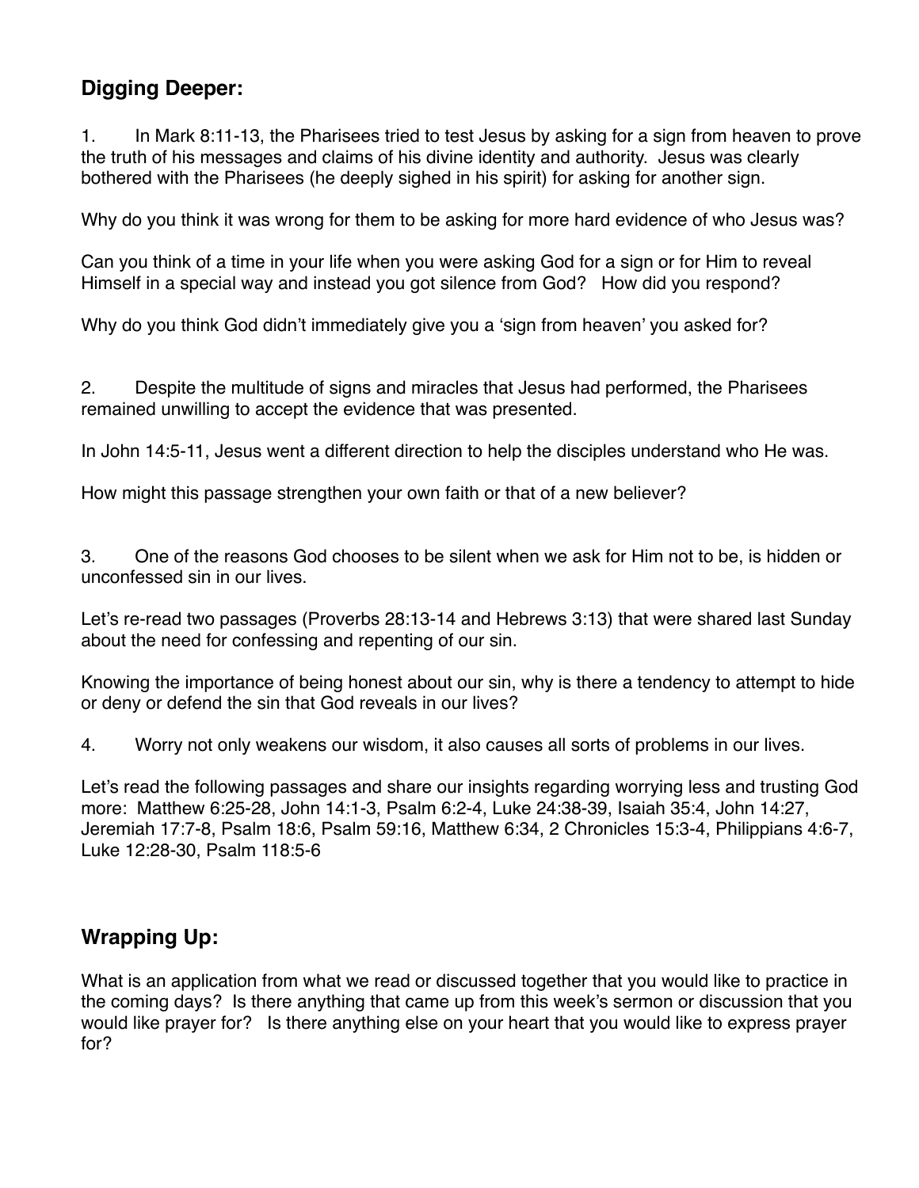## Digging Deeper:

1. In Mark 8:11-13, the Pharisees tried to test Jesus by asking for a sign from heaven to prove the truth of his messages and claims of his divine identity and authority. Jesus was clearly bothered with the Pharisees (he deeply sighed in his spirit) for asking for another sign.

Why do you think it was wrong for them to be asking for more hard evidence of who Jesus was?

Can you think of a time in your life when you were asking God for a sign or for Him to reveal Himself in a special way and instead you got silence from God? How did you respond?

Why do you think God didn't immediately give you a 'sign from heaven' you asked for?

2. Despite the multitude of signs and miracles that Jesus had performed, the Pharisees remained unwilling to accept the evidence that was presented.

In John 14:5-11, Jesus went a different direction to help the disciples understand who He was.

How might this passage strengthen your own faith or that of a new believer?

3. One of the reasons God chooses to be silent when we ask for Him not to be, is hidden or unconfessed sin in our lives.

Let's re-read two passages (Proverbs 28:13-14 and Hebrews 3:13) that were shared last Sunday about the need for confessing and repenting of our sin.

Knowing the importance of being honest about our sin, why is there a tendency to attempt to hide or deny or defend the sin that God reveals in our lives?

4. Worry not only weakens our wisdom, it also causes all sorts of problems in our lives.

Let's read the following passages and share our insights regarding worrying less and trusting God more: Matthew 6:25-28, John 14:1-3, Psalm 6:2-4, Luke 24:38-39, Isaiah 35:4, John 14:27, Jeremiah 17:7-8, Psalm 18:6, Psalm 59:16, Matthew 6:34, 2 Chronicles 15:3-4, Philippians 4:6-7, Luke 12:28-30, Psalm 118:5-6

## Wrapping Up:

What is an application from what we read or discussed together that you would like to practice in the coming days? Is there anything that came up from this week's sermon or discussion that you would like prayer for? Is there anything else on your heart that you would like to express prayer for?